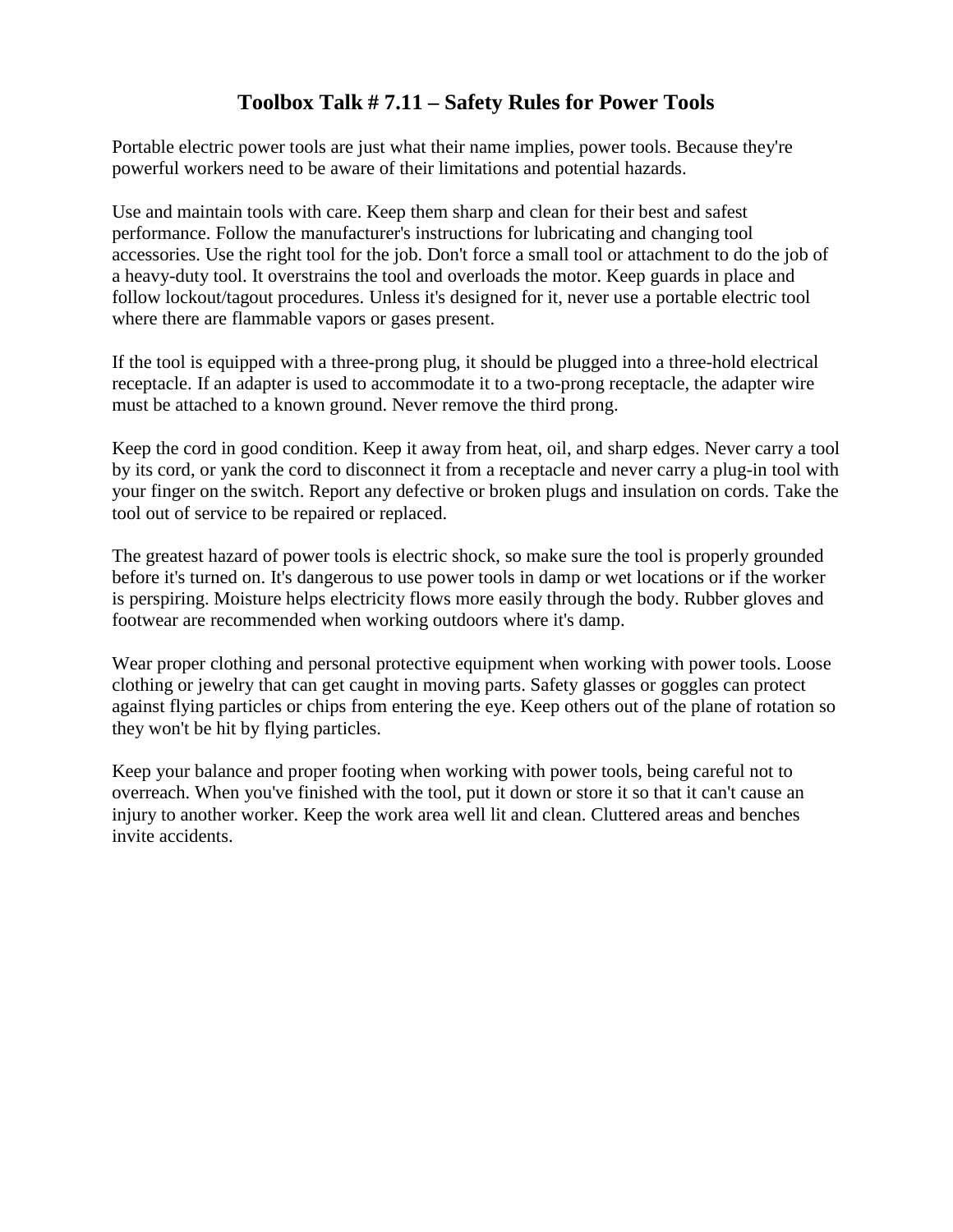# Toolbox Talk # 7.11 – Safety Rules for Power Tools

Portable electric power tools are just what their name implies, power tools. Because they're powerful workers need to be aware of their limitations and potential hazards.

Use and maintain tools with care. Keep them sharp and clean for their best and safest performance. Follow the manufacturer's instructions for lubricating and changing tool accessories. Use the right tool for the job. Don't force a small tool or attachment to do the job of a heavy-duty tool. It overstrains the tool and overloads the motor. Keep guards in place and follow lockout/tagout procedures. Unless it's designed for it, never use a portable electric tool where there are flammable vapors or gases present.

If the tool is equipped with a three-prong plug, it should be plugged into a three-hold electrical receptacle. If an adapter is used to accommodate it to a two-prong receptacle, the adapter wire must be attached to a known ground. Never remove the third prong.

Keep the cord in good condition. Keep it away from heat, oil, and sharp edges. Never carry a tool by its cord, or yank the cord to disconnect it from a receptacle and never carry a plug-in tool with your finger on the switch. Report any defective or broken plugs and insulation on cords. Take the tool out of service to be repaired or replaced.

The greatest hazard of power tools is electric shock, so make sure the tool is properly grounded before it's turned on. It's dangerous to use power tools in damp or wet locations or if the worker is perspiring. Moisture helps electricity flows more easily through the body. Rubber gloves and footwear are recommended when working outdoors where it's damp.

Wear proper clothing and personal protective equipment when working with power tools. Loose clothing or jewelry that can get caught in moving parts. Safety glasses or goggles can protect against flying particles or chips from entering the eye. Keep others out of the plane of rotation so they won't be hit by flying particles.

Keep your balance and proper footing when working with power tools, being careful not to overreach. When you've finished with the tool, put it down or store it so that it can't cause an injury to another worker. Keep the work area well lit and clean. Cluttered areas and benches invite accidents.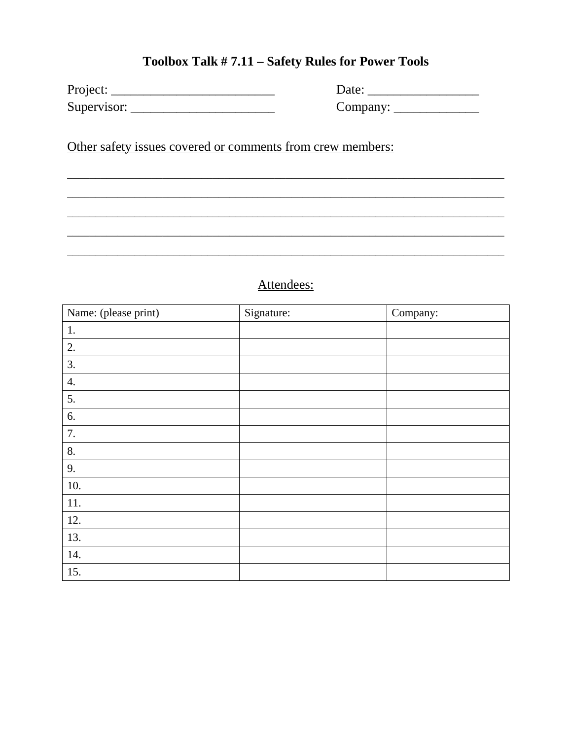## Toolbox Talk # 7.11 – Safety Rules for Power Tools

Project: _________________________ Date: _________________

Supervisor: ______________________ Company: _____________

Other safety issues covered or comments from crew members:

_____________________________________________________________________

_____________________________________________________________________

_____________________________________________________________________

_____________________________________________________________________

_____________________________________________________________________

Attendees:

| Name: (please print) | Signature: | Company: |
|---|---|---|
| 1. | | |
| 2. | | |
| 3. | | |
| 4. | | |
| 5. | | |
| 6. | | |
| 7. | | |
| 8. | | |
| 9. | | |
| 10. | | |
| 11. | | |
| 12. | | |
| 13. | | |
| 14. | | |
| 15. | | |